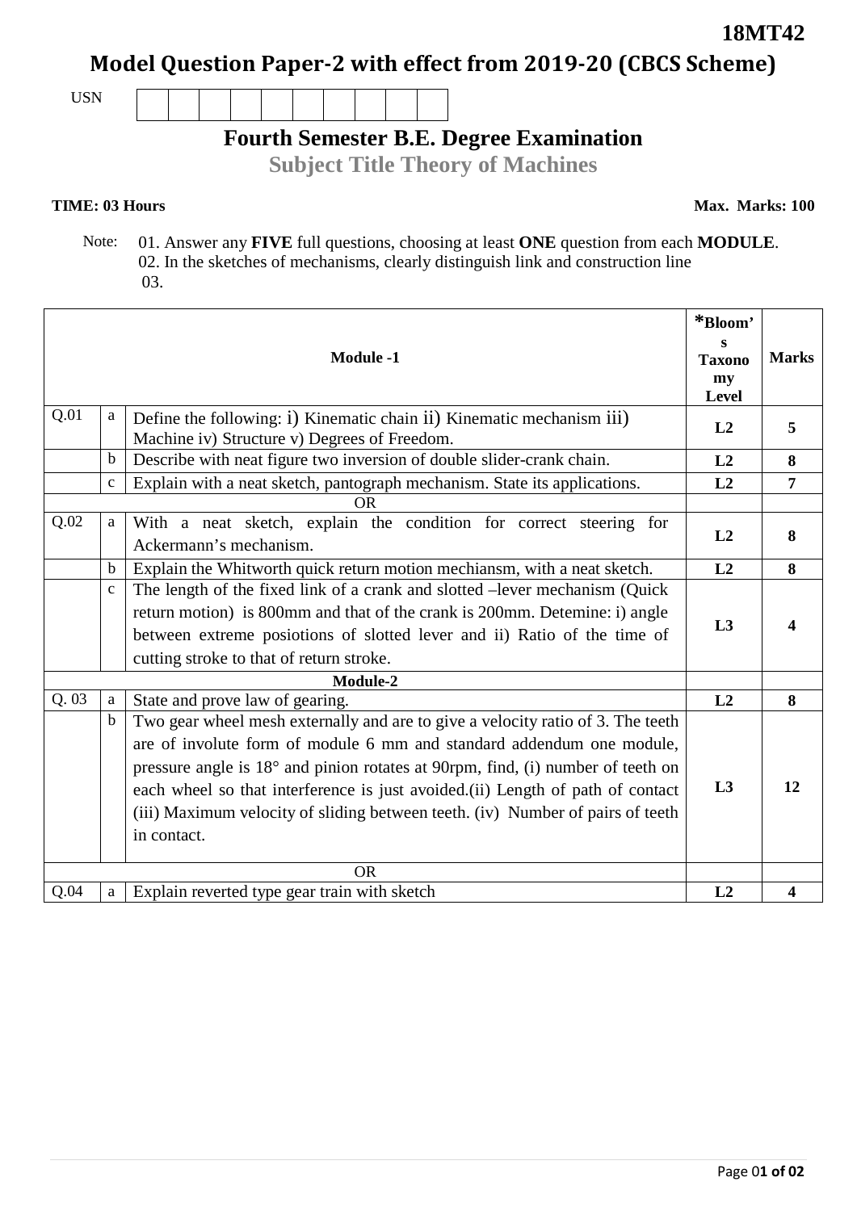**18MT42**

# Model Question Paper-2 with effect from 2019-20 (CBCS Scheme)

USN | | | | | | | | | | |

## Fourth Semester B.E. Degree Examination

### Subject Title Theory of Machines

**TIME: 03 Hours** **Max. Marks: 100**

Note: 01. Answer any **FIVE** full questions, choosing at least **ONE** question from each **MODULE**.
02. In the sketches of mechanisms, clearly distinguish link and construction line
03.

| | | **Module -1** | ***Bloom's Taxonomy Level** | **Marks** |
|---|---|---|---|---|
| Q.01 | a | Define the following: i) Kinematic chain ii) Kinematic mechanism iii) Machine iv) Structure v) Degrees of Freedom. | **L2** | **5** |
| | b | Describe with neat figure two inversion of double slider-crank chain. | **L2** | **8** |
| | c | Explain with a neat sketch, pantograph mechanism. State its applications. | **L2** | **7** |
| | | OR | | |
| Q.02 | a | With a neat sketch, explain the condition for correct steering for Ackermann's mechanism. | **L2** | **8** |
| | b | Explain the Whitworth quick return motion mechiansm, with a neat sketch. | **L2** | **8** |
| | c | The length of the fixed link of a crank and slotted –lever mechanism (Quick return motion) is 800mm and that of the crank is 200mm. Detemine: i) angle between extreme posiotions of slotted lever and ii) Ratio of the time of cutting stroke to that of return stroke. | **L3** | **4** |
| | | **Module-2** | | |
| Q. 03 | a | State and prove law of gearing. | **L2** | **8** |
| | b | Two gear wheel mesh externally and are to give a velocity ratio of 3. The teeth are of involute form of module 6 mm and standard addendum one module, pressure angle is 18° and pinion rotates at 90rpm, find, (i) number of teeth on each wheel so that interference is just avoided.(ii) Length of path of contact (iii) Maximum velocity of sliding between teeth. (iv) Number of pairs of teeth in contact. | **L3** | **12** |
| | | OR | | |
| Q.04 | a | Explain reverted type gear train with sketch | **L2** | **4** |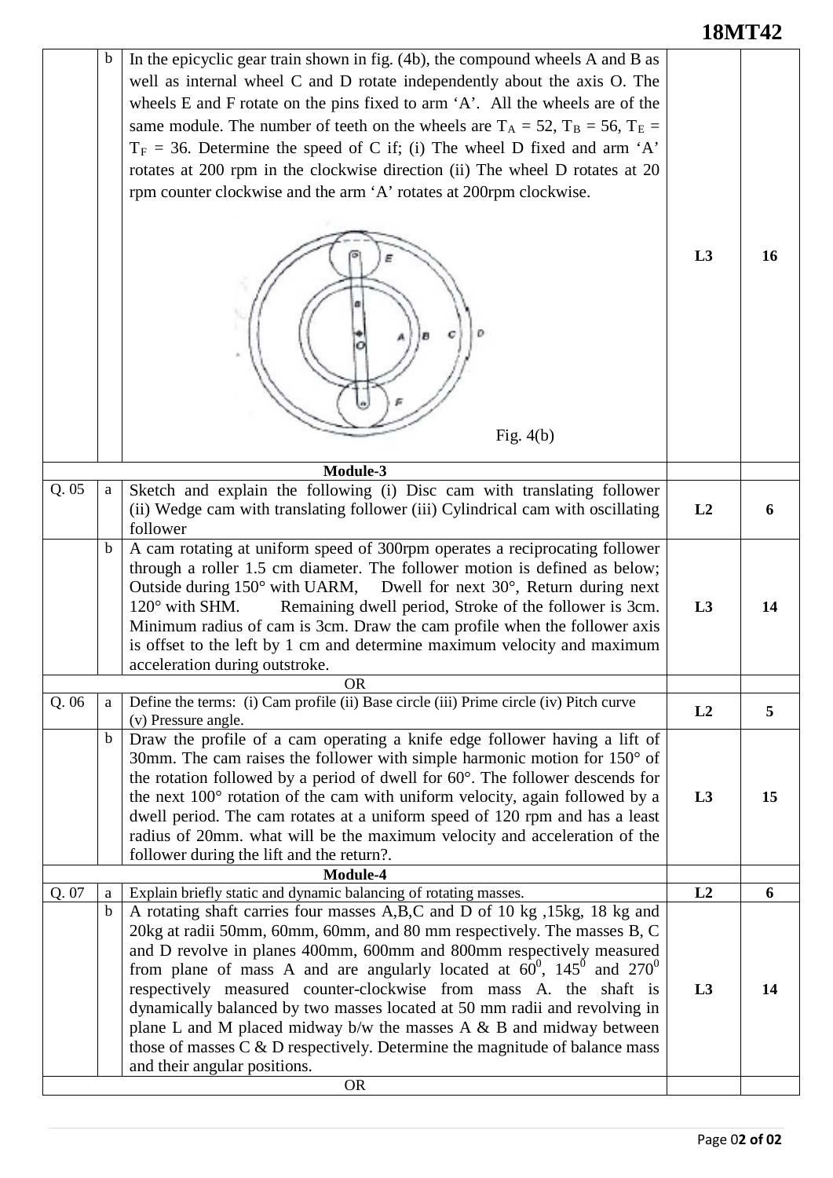| | | | | |
|---|---|---|---|---|
| | b | In the epicyclic gear train shown in fig. (4b), the compound wheels A and B as well as internal wheel C and D rotate independently about the axis O. The wheels E and F rotate on the pins fixed to arm 'A'. All the wheels are of the same module. The number of teeth on the wheels are $T_A$ = 52, $T_B$ = 56, $T_E$ = $T_F$ = 36. Determine the speed of C if; (i) The wheel D fixed and arm 'A' rotates at 200 rpm in the clockwise direction (ii) The wheel D rotates at 20 rpm counter clockwise and the arm 'A' rotates at 200rpm clockwise. Fig. 4(b) | L3 | 16 |
| **Module-3** | | | | |
| Q. 05 | a | Sketch and explain the following (i) Disc cam with translating follower (ii) Wedge cam with translating follower (iii) Cylindrical cam with oscillating follower | L2 | 6 |
| | b | A cam rotating at uniform speed of 300rpm operates a reciprocating follower through a roller 1.5 cm diameter. The follower motion is defined as below; Outside during 150° with UARM, Dwell for next 30°, Return during next 120° with SHM. Remaining dwell period, Stroke of the follower is 3cm. Minimum radius of cam is 3cm. Draw the cam profile when the follower axis is offset to the left by 1 cm and determine maximum velocity and maximum acceleration during outstroke. | L3 | 14 |
| OR | | | | |
| Q. 06 | a | Define the terms: (i) Cam profile (ii) Base circle (iii) Prime circle (iv) Pitch curve (v) Pressure angle. | L2 | 5 |
| | b | Draw the profile of a cam operating a knife edge follower having a lift of 30mm. The cam raises the follower with simple harmonic motion for 150° of the rotation followed by a period of dwell for 60°. The follower descends for the next 100° rotation of the cam with uniform velocity, again followed by a dwell period. The cam rotates at a uniform speed of 120 rpm and has a least radius of 20mm. what will be the maximum velocity and acceleration of the follower during the lift and the return?. | L3 | 15 |
| **Module-4** | | | | |
| Q. 07 | a | Explain briefly static and dynamic balancing of rotating masses. | L2 | 6 |
| | b | A rotating shaft carries four masses A,B,C and D of 10 kg ,15kg, 18 kg and 20kg at radii 50mm, 60mm, 60mm, and 80 mm respectively. The masses B, C and D revolve in planes 400mm, 600mm and 800mm respectively measured from plane of mass A and are angularly located at $60^0$, $145^0$ and $270^0$ respectively measured counter-clockwise from mass A. the shaft is dynamically balanced by two masses located at 50 mm radii and revolving in plane L and M placed midway b/w the masses A & B and midway between those of masses C & D respectively. Determine the magnitude of balance mass and their angular positions. | L3 | 14 |
| OR | | | | |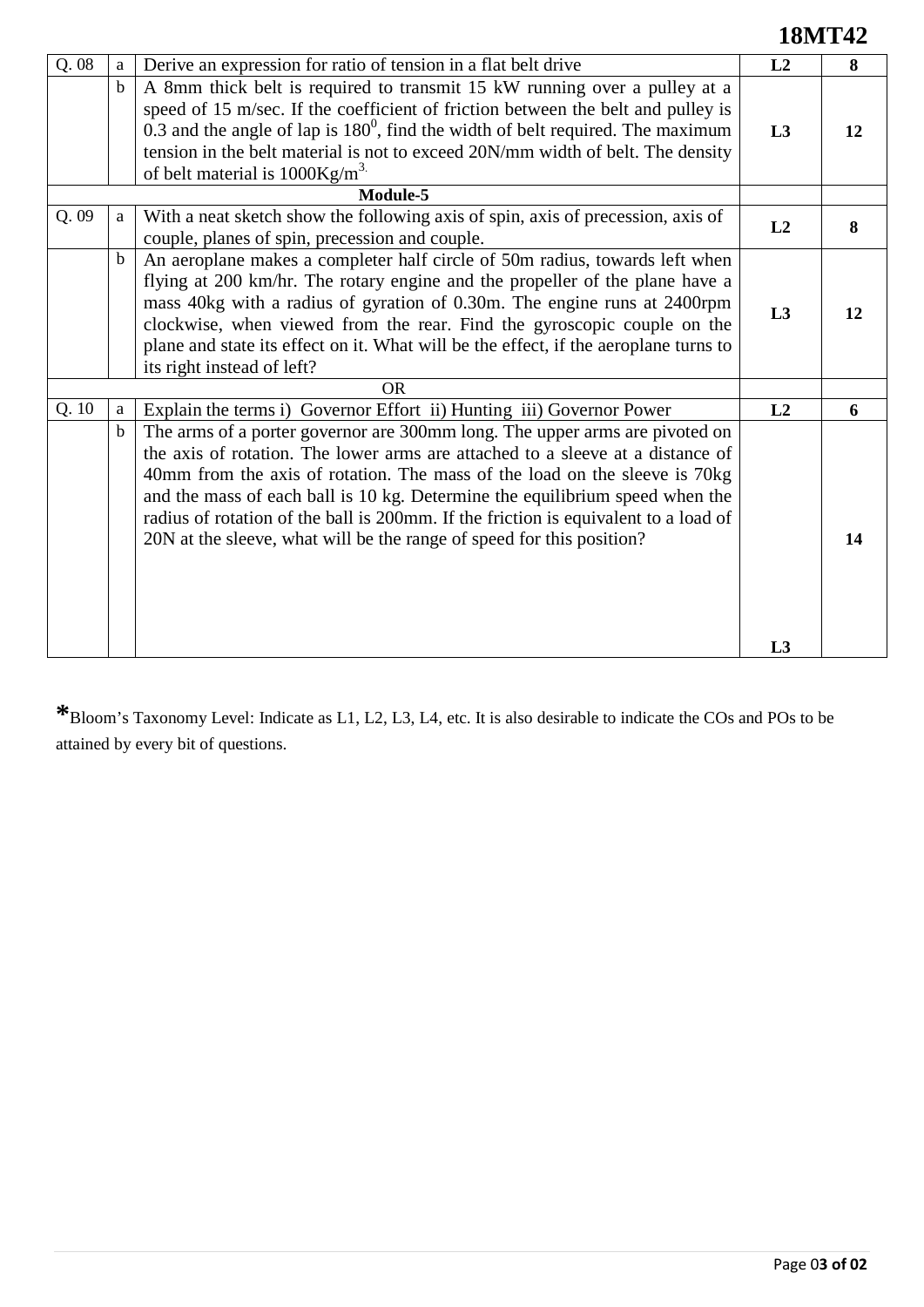| | | | | |
|---|---|---|---|---|
| Q. 08 | a | Derive an expression for ratio of tension in a flat belt drive | L2 | 8 |
| | b | A 8mm thick belt is required to transmit 15 kW running over a pulley at a speed of 15 m/sec. If the coefficient of friction between the belt and pulley is 0.3 and the angle of lap is $180^0$, find the width of belt required. The maximum tension in the belt material is not to exceed 20N/mm width of belt. The density of belt material is $1000Kg/m^{3.}$ | L3 | 12 |
| **Module-5** | | | | |
| Q. 09 | a | With a neat sketch show the following axis of spin, axis of precession, axis of couple, planes of spin, precession and couple. | L2 | 8 |
| | b | An aeroplane makes a completer half circle of 50m radius, towards left when flying at 200 km/hr. The rotary engine and the propeller of the plane have a mass 40kg with a radius of gyration of 0.30m. The engine runs at 2400rpm clockwise, when viewed from the rear. Find the gyroscopic couple on the plane and state its effect on it. What will be the effect, if the aeroplane turns to its right instead of left? | L3 | 12 |
| OR | | | | |
| Q. 10 | a | Explain the terms i) Governor Effort ii) Hunting iii) Governor Power | L2 | 6 |
| | b | The arms of a porter governor are 300mm long. The upper arms are pivoted on the axis of rotation. The lower arms are attached to a sleeve at a distance of 40mm from the axis of rotation. The mass of the load on the sleeve is 70kg and the mass of each ball is 10 kg. Determine the equilibrium speed when the radius of rotation of the ball is 200mm. If the friction is equivalent to a load of 20N at the sleeve, what will be the range of speed for this position? | L3 | 14 |

***Bloom's Taxonomy Level: Indicate as L1, L2, L3, L4, etc. It is also desirable to indicate the COs and POs to be attained by every bit of questions.